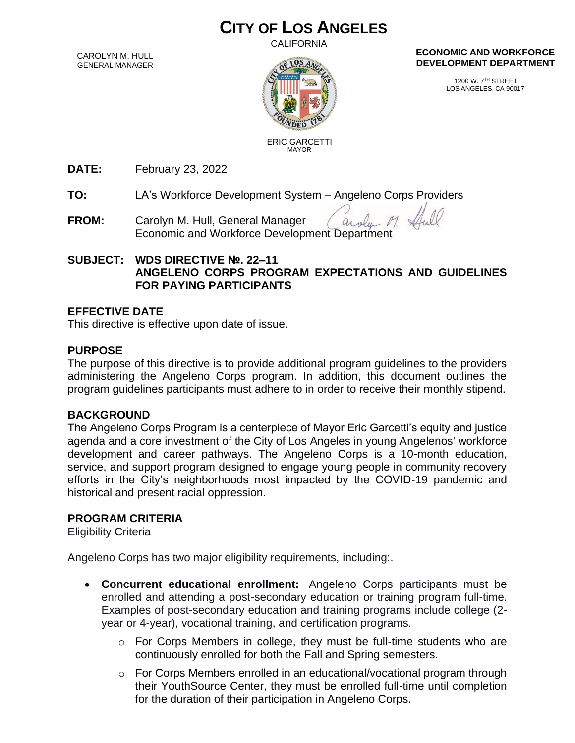# CITY OF LOS ANGELES

CALIFORNIA

CAROLYN M. HULL
GENERAL MANAGER

ERIC GARCETTI
MAYOR

**ECONOMIC AND WORKFORCE DEVELOPMENT DEPARTMENT**

1200 W. 7TH STREET
LOS ANGELES, CA 90017

**DATE:** February 23, 2022

**TO:** LA's Workforce Development System – Angeleno Corps Providers

**FROM:** Carolyn M. Hull, General Manager
Economic and Workforce Development Department

**SUBJECT: WDS DIRECTIVE №. 22–11
ANGELENO CORPS PROGRAM EXPECTATIONS AND GUIDELINES FOR PAYING PARTICIPANTS**

## EFFECTIVE DATE

This directive is effective upon date of issue.

## PURPOSE

The purpose of this directive is to provide additional program guidelines to the providers administering the Angeleno Corps program. In addition, this document outlines the program guidelines participants must adhere to in order to receive their monthly stipend.

## BACKGROUND

The Angeleno Corps Program is a centerpiece of Mayor Eric Garcetti's equity and justice agenda and a core investment of the City of Los Angeles in young Angelenos' workforce development and career pathways. The Angeleno Corps is a 10-month education, service, and support program designed to engage young people in community recovery efforts in the City's neighborhoods most impacted by the COVID-19 pandemic and historical and present racial oppression.

## PROGRAM CRITERIA

Eligibility Criteria

Angeleno Corps has two major eligibility requirements, including:.

- **Concurrent educational enrollment:** Angeleno Corps participants must be enrolled and attending a post-secondary education or training program full-time. Examples of post-secondary education and training programs include college (2-year or 4-year), vocational training, and certification programs.
  - For Corps Members in college, they must be full-time students who are continuously enrolled for both the Fall and Spring semesters.
  - For Corps Members enrolled in an educational/vocational program through their YouthSource Center, they must be enrolled full-time until completion for the duration of their participation in Angeleno Corps.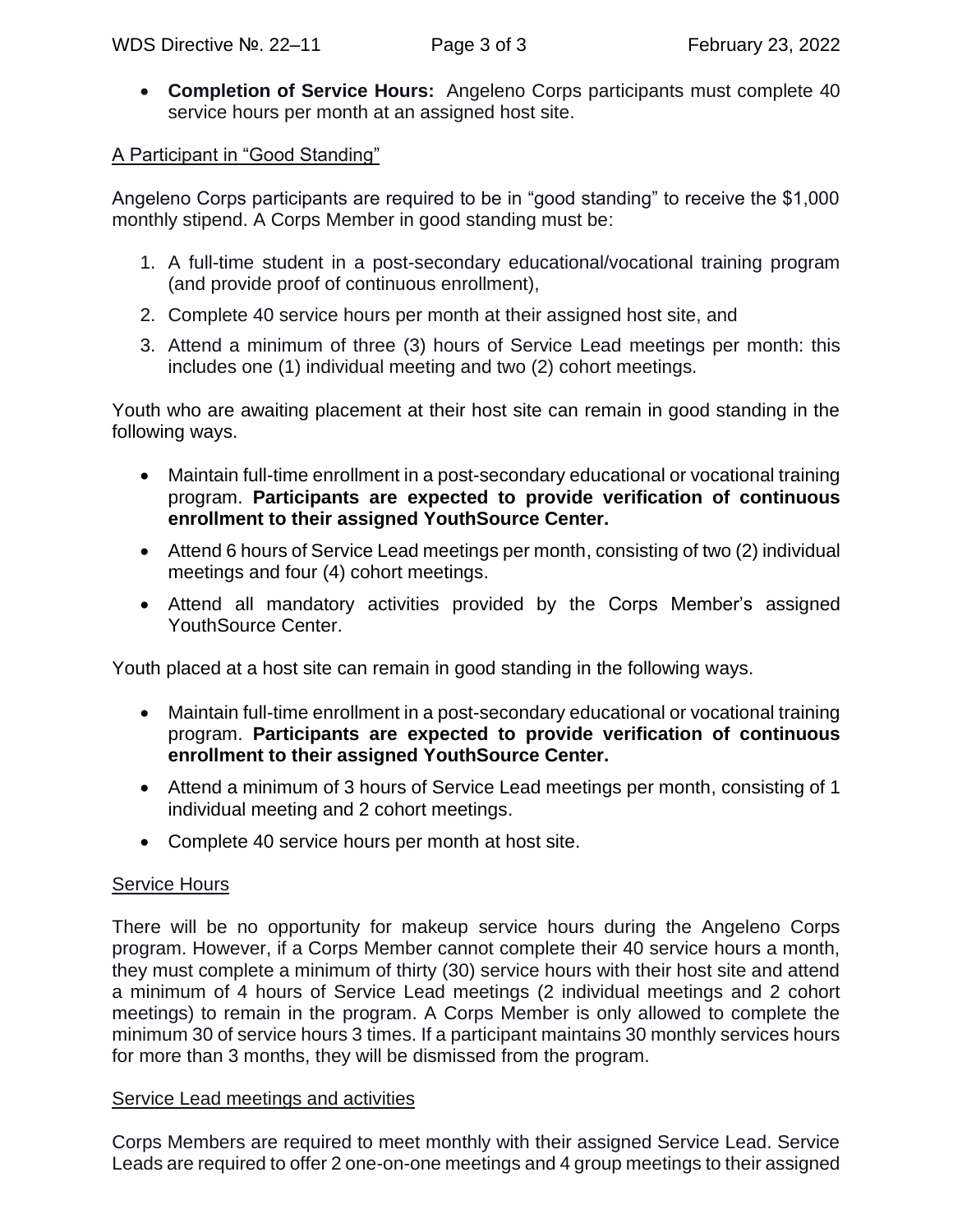- **Completion of Service Hours:** Angeleno Corps participants must complete 40 service hours per month at an assigned host site.

A Participant in "Good Standing"

Angeleno Corps participants are required to be in "good standing" to receive the $1,000 monthly stipend. A Corps Member in good standing must be:

1. A full-time student in a post-secondary educational/vocational training program (and provide proof of continuous enrollment),
2. Complete 40 service hours per month at their assigned host site, and
3. Attend a minimum of three (3) hours of Service Lead meetings per month: this includes one (1) individual meeting and two (2) cohort meetings.

Youth who are awaiting placement at their host site can remain in good standing in the following ways.

- Maintain full-time enrollment in a post-secondary educational or vocational training program. **Participants are expected to provide verification of continuous enrollment to their assigned YouthSource Center.**
- Attend 6 hours of Service Lead meetings per month, consisting of two (2) individual meetings and four (4) cohort meetings.
- Attend all mandatory activities provided by the Corps Member's assigned YouthSource Center.

Youth placed at a host site can remain in good standing in the following ways.

- Maintain full-time enrollment in a post-secondary educational or vocational training program. **Participants are expected to provide verification of continuous enrollment to their assigned YouthSource Center.**
- Attend a minimum of 3 hours of Service Lead meetings per month, consisting of 1 individual meeting and 2 cohort meetings.
- Complete 40 service hours per month at host site.

Service Hours

There will be no opportunity for makeup service hours during the Angeleno Corps program. However, if a Corps Member cannot complete their 40 service hours a month, they must complete a minimum of thirty (30) service hours with their host site and attend a minimum of 4 hours of Service Lead meetings (2 individual meetings and 2 cohort meetings) to remain in the program. A Corps Member is only allowed to complete the minimum 30 of service hours 3 times. If a participant maintains 30 monthly services hours for more than 3 months, they will be dismissed from the program.

Service Lead meetings and activities

Corps Members are required to meet monthly with their assigned Service Lead. Service Leads are required to offer 2 one-on-one meetings and 4 group meetings to their assigned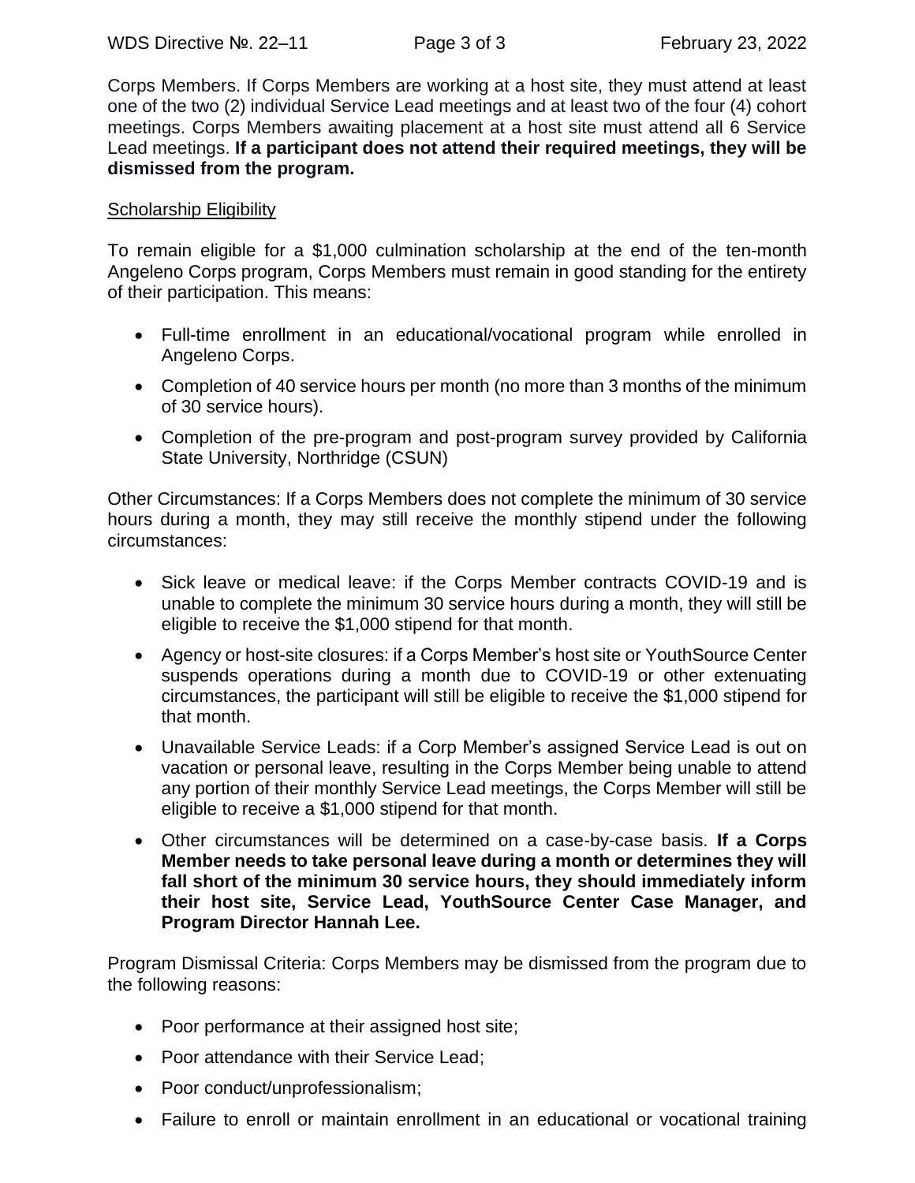Corps Members. If Corps Members are working at a host site, they must attend at least one of the two (2) individual Service Lead meetings and at least two of the four (4) cohort meetings. Corps Members awaiting placement at a host site must attend all 6 Service Lead meetings. **If a participant does not attend their required meetings, they will be dismissed from the program.**

<u>Scholarship Eligibility</u>

To remain eligible for a $1,000 culmination scholarship at the end of the ten-month Angeleno Corps program, Corps Members must remain in good standing for the entirety of their participation. This means:

- Full-time enrollment in an educational/vocational program while enrolled in Angeleno Corps.
- Completion of 40 service hours per month (no more than 3 months of the minimum of 30 service hours).
- Completion of the pre-program and post-program survey provided by California State University, Northridge (CSUN)

Other Circumstances: If a Corps Members does not complete the minimum of 30 service hours during a month, they may still receive the monthly stipend under the following circumstances:

- Sick leave or medical leave: if the Corps Member contracts COVID-19 and is unable to complete the minimum 30 service hours during a month, they will still be eligible to receive the $1,000 stipend for that month.
- Agency or host-site closures: if a Corps Member's host site or YouthSource Center suspends operations during a month due to COVID-19 or other extenuating circumstances, the participant will still be eligible to receive the $1,000 stipend for that month.
- Unavailable Service Leads: if a Corp Member's assigned Service Lead is out on vacation or personal leave, resulting in the Corps Member being unable to attend any portion of their monthly Service Lead meetings, the Corps Member will still be eligible to receive a $1,000 stipend for that month.
- Other circumstances will be determined on a case-by-case basis. **If a Corps Member needs to take personal leave during a month or determines they will fall short of the minimum 30 service hours, they should immediately inform their host site, Service Lead, YouthSource Center Case Manager, and Program Director Hannah Lee.**

Program Dismissal Criteria: Corps Members may be dismissed from the program due to the following reasons:

- Poor performance at their assigned host site;
- Poor attendance with their Service Lead;
- Poor conduct/unprofessionalism;
- Failure to enroll or maintain enrollment in an educational or vocational training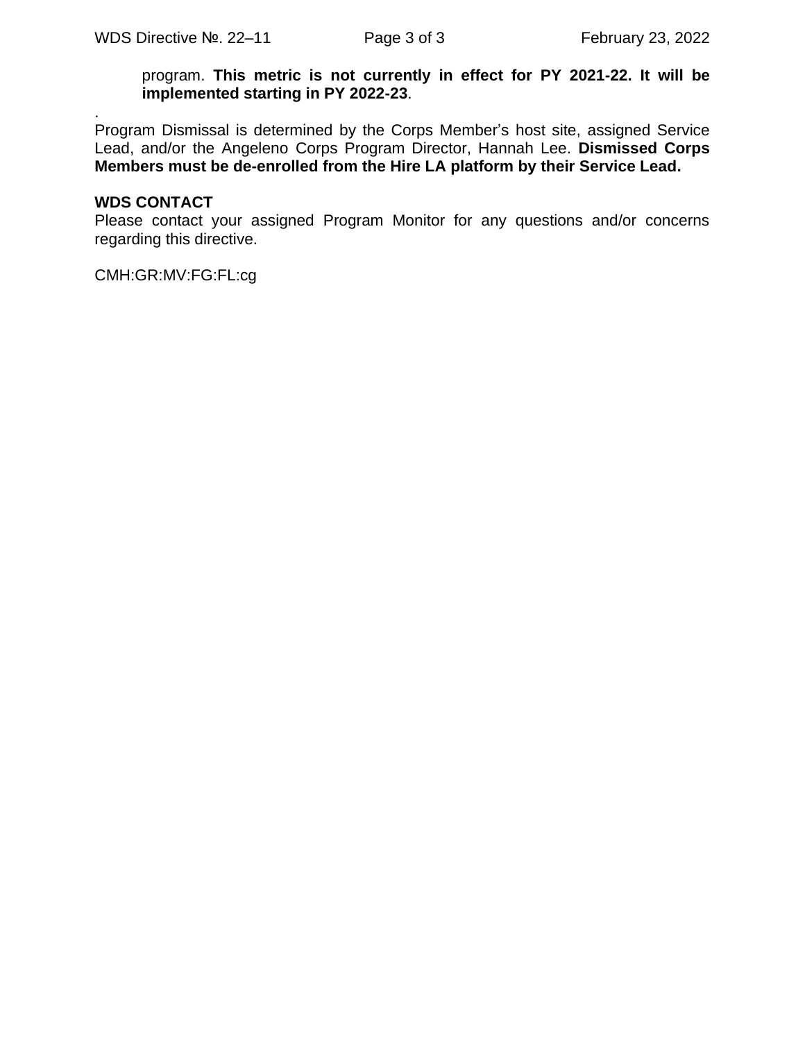program. **This metric is not currently in effect for PY 2021-22. It will be implemented starting in PY 2022-23**.

.

Program Dismissal is determined by the Corps Member's host site, assigned Service Lead, and/or the Angeleno Corps Program Director, Hannah Lee. **Dismissed Corps Members must be de-enrolled from the Hire LA platform by their Service Lead.**

**WDS CONTACT**

Please contact your assigned Program Monitor for any questions and/or concerns regarding this directive.

CMH:GR:MV:FG:FL:cg